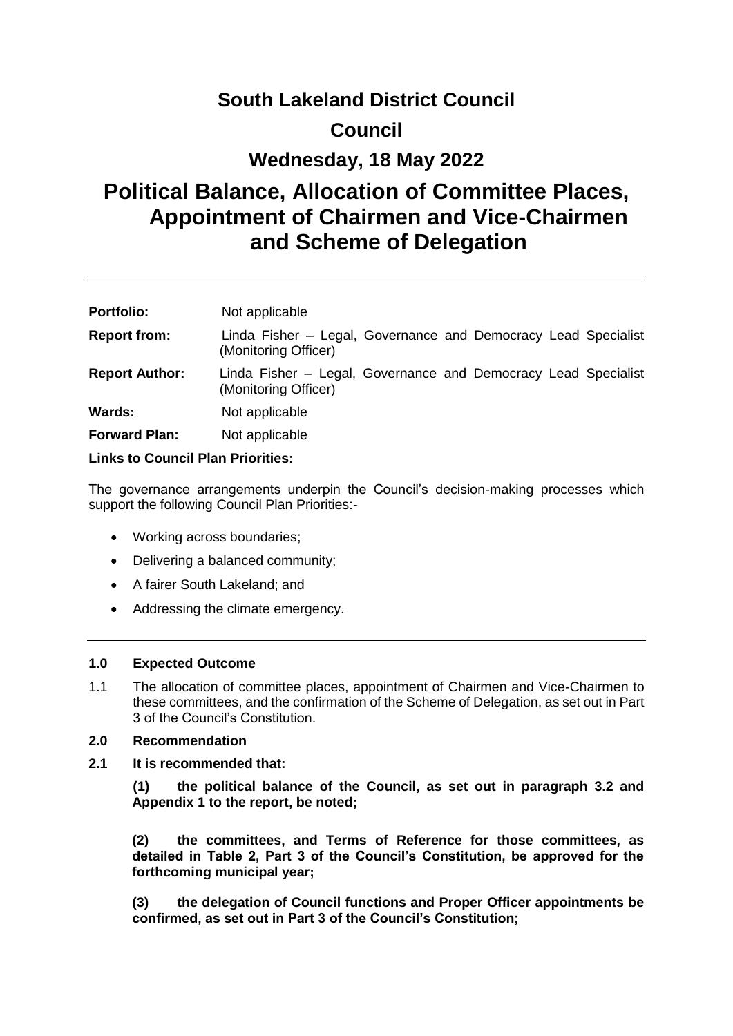# South Lakeland District Council

## Council

## Wednesday, 18 May 2022

# Political Balance, Allocation of Committee Places, Appointment of Chairmen and Vice-Chairmen and Scheme of Delegation

---

| | |
|---|---|
| **Portfolio:** | Not applicable |
| **Report from:** | Linda Fisher – Legal, Governance and Democracy Lead Specialist (Monitoring Officer) |
| **Report Author:** | Linda Fisher – Legal, Governance and Democracy Lead Specialist (Monitoring Officer) |
| **Wards:** | Not applicable |
| **Forward Plan:** | Not applicable |

**Links to Council Plan Priorities:**

The governance arrangements underpin the Council's decision-making processes which support the following Council Plan Priorities:-

- Working across boundaries;
- Delivering a balanced community;
- A fairer South Lakeland; and
- Addressing the climate emergency.

---

**1.0 Expected Outcome**

1.1 The allocation of committee places, appointment of Chairmen and Vice-Chairmen to these committees, and the confirmation of the Scheme of Delegation, as set out in Part 3 of the Council's Constitution.

**2.0 Recommendation**

**2.1 It is recommended that:**

**(1) the political balance of the Council, as set out in paragraph 3.2 and Appendix 1 to the report, be noted;**

**(2) the committees, and Terms of Reference for those committees, as detailed in Table 2, Part 3 of the Council's Constitution, be approved for the forthcoming municipal year;**

**(3) the delegation of Council functions and Proper Officer appointments be confirmed, as set out in Part 3 of the Council's Constitution;**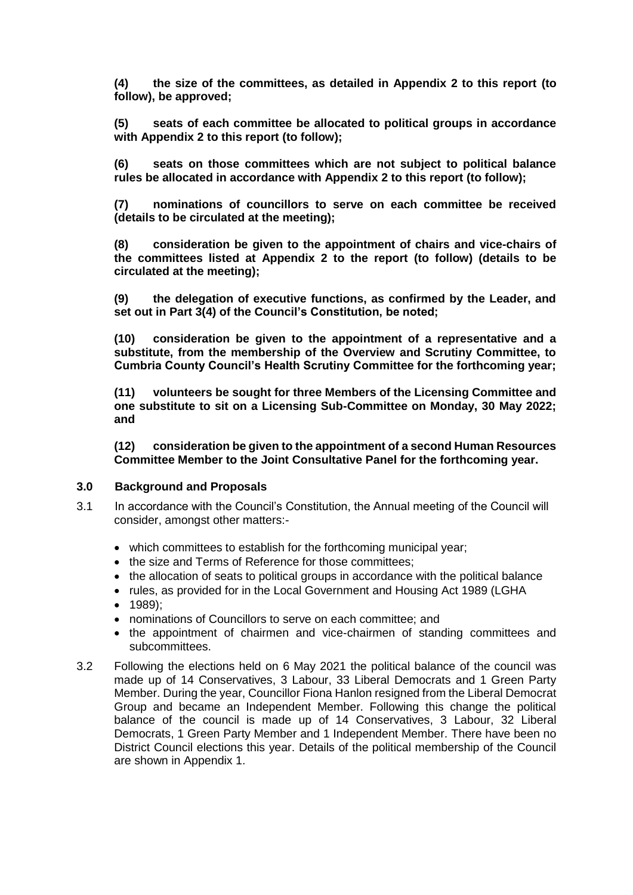**(4) the size of the committees, as detailed in Appendix 2 to this report (to follow), be approved;**

**(5) seats of each committee be allocated to political groups in accordance with Appendix 2 to this report (to follow);**

**(6) seats on those committees which are not subject to political balance rules be allocated in accordance with Appendix 2 to this report (to follow);**

**(7) nominations of councillors to serve on each committee be received (details to be circulated at the meeting);**

**(8) consideration be given to the appointment of chairs and vice-chairs of the committees listed at Appendix 2 to the report (to follow) (details to be circulated at the meeting);**

**(9) the delegation of executive functions, as confirmed by the Leader, and set out in Part 3(4) of the Council's Constitution, be noted;**

**(10) consideration be given to the appointment of a representative and a substitute, from the membership of the Overview and Scrutiny Committee, to Cumbria County Council's Health Scrutiny Committee for the forthcoming year;**

**(11) volunteers be sought for three Members of the Licensing Committee and one substitute to sit on a Licensing Sub-Committee on Monday, 30 May 2022; and**

**(12) consideration be given to the appointment of a second Human Resources Committee Member to the Joint Consultative Panel for the forthcoming year.**

## 3.0 Background and Proposals

3.1 In accordance with the Council's Constitution, the Annual meeting of the Council will consider, amongst other matters:-

- which committees to establish for the forthcoming municipal year;
- the size and Terms of Reference for those committees;
- the allocation of seats to political groups in accordance with the political balance
- rules, as provided for in the Local Government and Housing Act 1989 (LGHA
- 1989);
- nominations of Councillors to serve on each committee; and
- the appointment of chairmen and vice-chairmen of standing committees and subcommittees.

3.2 Following the elections held on 6 May 2021 the political balance of the council was made up of 14 Conservatives, 3 Labour, 33 Liberal Democrats and 1 Green Party Member. During the year, Councillor Fiona Hanlon resigned from the Liberal Democrat Group and became an Independent Member. Following this change the political balance of the council is made up of 14 Conservatives, 3 Labour, 32 Liberal Democrats, 1 Green Party Member and 1 Independent Member. There have been no District Council elections this year. Details of the political membership of the Council are shown in Appendix 1.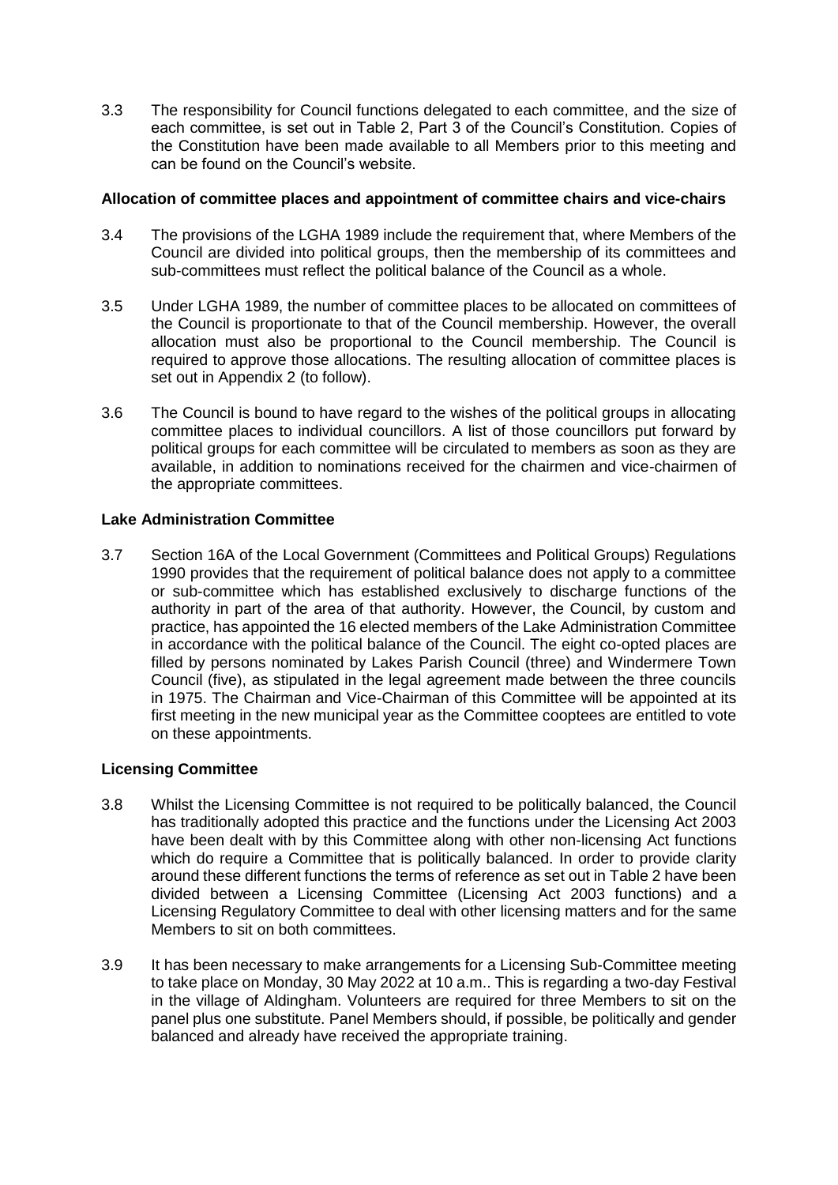3.3 The responsibility for Council functions delegated to each committee, and the size of each committee, is set out in Table 2, Part 3 of the Council's Constitution. Copies of the Constitution have been made available to all Members prior to this meeting and can be found on the Council's website.

**Allocation of committee places and appointment of committee chairs and vice-chairs**

3.4 The provisions of the LGHA 1989 include the requirement that, where Members of the Council are divided into political groups, then the membership of its committees and sub-committees must reflect the political balance of the Council as a whole.

3.5 Under LGHA 1989, the number of committee places to be allocated on committees of the Council is proportionate to that of the Council membership. However, the overall allocation must also be proportional to the Council membership. The Council is required to approve those allocations. The resulting allocation of committee places is set out in Appendix 2 (to follow).

3.6 The Council is bound to have regard to the wishes of the political groups in allocating committee places to individual councillors. A list of those councillors put forward by political groups for each committee will be circulated to members as soon as they are available, in addition to nominations received for the chairmen and vice-chairmen of the appropriate committees.

**Lake Administration Committee**

3.7 Section 16A of the Local Government (Committees and Political Groups) Regulations 1990 provides that the requirement of political balance does not apply to a committee or sub-committee which has established exclusively to discharge functions of the authority in part of the area of that authority. However, the Council, by custom and practice, has appointed the 16 elected members of the Lake Administration Committee in accordance with the political balance of the Council. The eight co-opted places are filled by persons nominated by Lakes Parish Council (three) and Windermere Town Council (five), as stipulated in the legal agreement made between the three councils in 1975. The Chairman and Vice-Chairman of this Committee will be appointed at its first meeting in the new municipal year as the Committee cooptees are entitled to vote on these appointments.

**Licensing Committee**

3.8 Whilst the Licensing Committee is not required to be politically balanced, the Council has traditionally adopted this practice and the functions under the Licensing Act 2003 have been dealt with by this Committee along with other non-licensing Act functions which do require a Committee that is politically balanced. In order to provide clarity around these different functions the terms of reference as set out in Table 2 have been divided between a Licensing Committee (Licensing Act 2003 functions) and a Licensing Regulatory Committee to deal with other licensing matters and for the same Members to sit on both committees.

3.9 It has been necessary to make arrangements for a Licensing Sub-Committee meeting to take place on Monday, 30 May 2022 at 10 a.m.. This is regarding a two-day Festival in the village of Aldingham. Volunteers are required for three Members to sit on the panel plus one substitute. Panel Members should, if possible, be politically and gender balanced and already have received the appropriate training.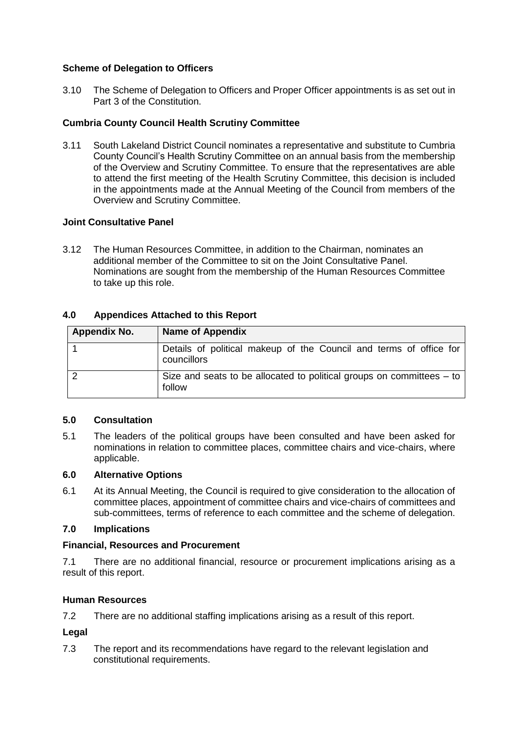### Scheme of Delegation to Officers

3.10 The Scheme of Delegation to Officers and Proper Officer appointments is as set out in Part 3 of the Constitution.

### Cumbria County Council Health Scrutiny Committee

3.11 South Lakeland District Council nominates a representative and substitute to Cumbria County Council's Health Scrutiny Committee on an annual basis from the membership of the Overview and Scrutiny Committee. To ensure that the representatives are able to attend the first meeting of the Health Scrutiny Committee, this decision is included in the appointments made at the Annual Meeting of the Council from members of the Overview and Scrutiny Committee.

### Joint Consultative Panel

3.12 The Human Resources Committee, in addition to the Chairman, nominates an additional member of the Committee to sit on the Joint Consultative Panel. Nominations are sought from the membership of the Human Resources Committee to take up this role.

## 4.0 Appendices Attached to this Report

| Appendix No. | Name of Appendix |
|---|---|
| 1 | Details of political makeup of the Council and terms of office for councillors |
| 2 | Size and seats to be allocated to political groups on committees – to follow |

## 5.0 Consultation

5.1 The leaders of the political groups have been consulted and have been asked for nominations in relation to committee places, committee chairs and vice-chairs, where applicable.

## 6.0 Alternative Options

6.1 At its Annual Meeting, the Council is required to give consideration to the allocation of committee places, appointment of committee chairs and vice-chairs of committees and sub-committees, terms of reference to each committee and the scheme of delegation.

## 7.0 Implications

### Financial, Resources and Procurement

7.1 There are no additional financial, resource or procurement implications arising as a result of this report.

### Human Resources

7.2 There are no additional staffing implications arising as a result of this report.

### Legal

7.3 The report and its recommendations have regard to the relevant legislation and constitutional requirements.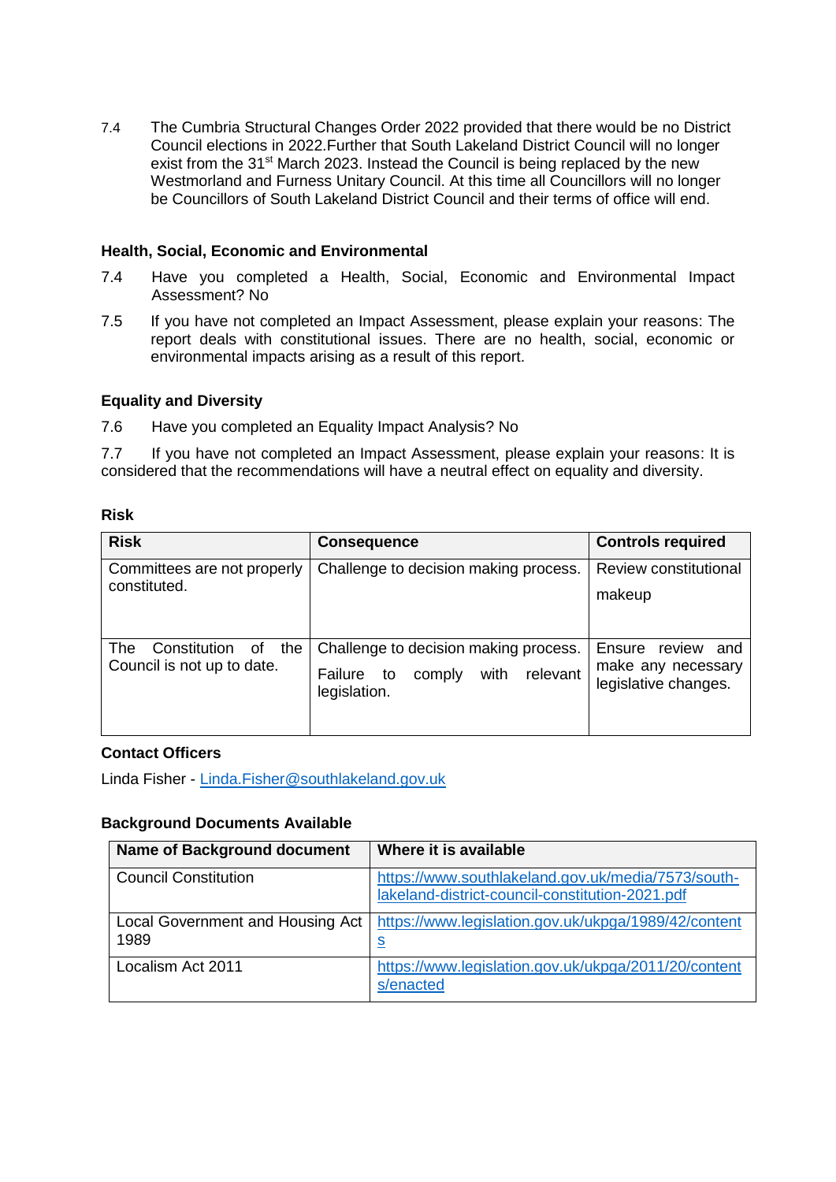7.4 The Cumbria Structural Changes Order 2022 provided that there would be no District Council elections in 2022.Further that South Lakeland District Council will no longer exist from the 31st March 2023. Instead the Council is being replaced by the new Westmorland and Furness Unitary Council. At this time all Councillors will no longer be Councillors of South Lakeland District Council and their terms of office will end.

**Health, Social, Economic and Environmental**

7.4 Have you completed a Health, Social, Economic and Environmental Impact Assessment? No

7.5 If you have not completed an Impact Assessment, please explain your reasons: The report deals with constitutional issues. There are no health, social, economic or environmental impacts arising as a result of this report.

**Equality and Diversity**

7.6 Have you completed an Equality Impact Analysis? No

7.7 If you have not completed an Impact Assessment, please explain your reasons: It is considered that the recommendations will have a neutral effect on equality and diversity.

**Risk**

| Risk | Consequence | Controls required |
|---|---|---|
| Committees are not properly constituted. | Challenge to decision making process. | Review constitutional makeup |
| The Constitution of the Council is not up to date. | Challenge to decision making process. Failure to comply with relevant legislation. | Ensure review and make any necessary legislative changes. |

**Contact Officers**

Linda Fisher - Linda.Fisher@southlakeland.gov.uk

**Background Documents Available**

| Name of Background document | Where it is available |
|---|---|
| Council Constitution | https://www.southlakeland.gov.uk/media/7573/south-lakeland-district-council-constitution-2021.pdf |
| Local Government and Housing Act 1989 | https://www.legislation.gov.uk/ukpga/1989/42/contents |
| Localism Act 2011 | https://www.legislation.gov.uk/ukpga/2011/20/contents/enacted |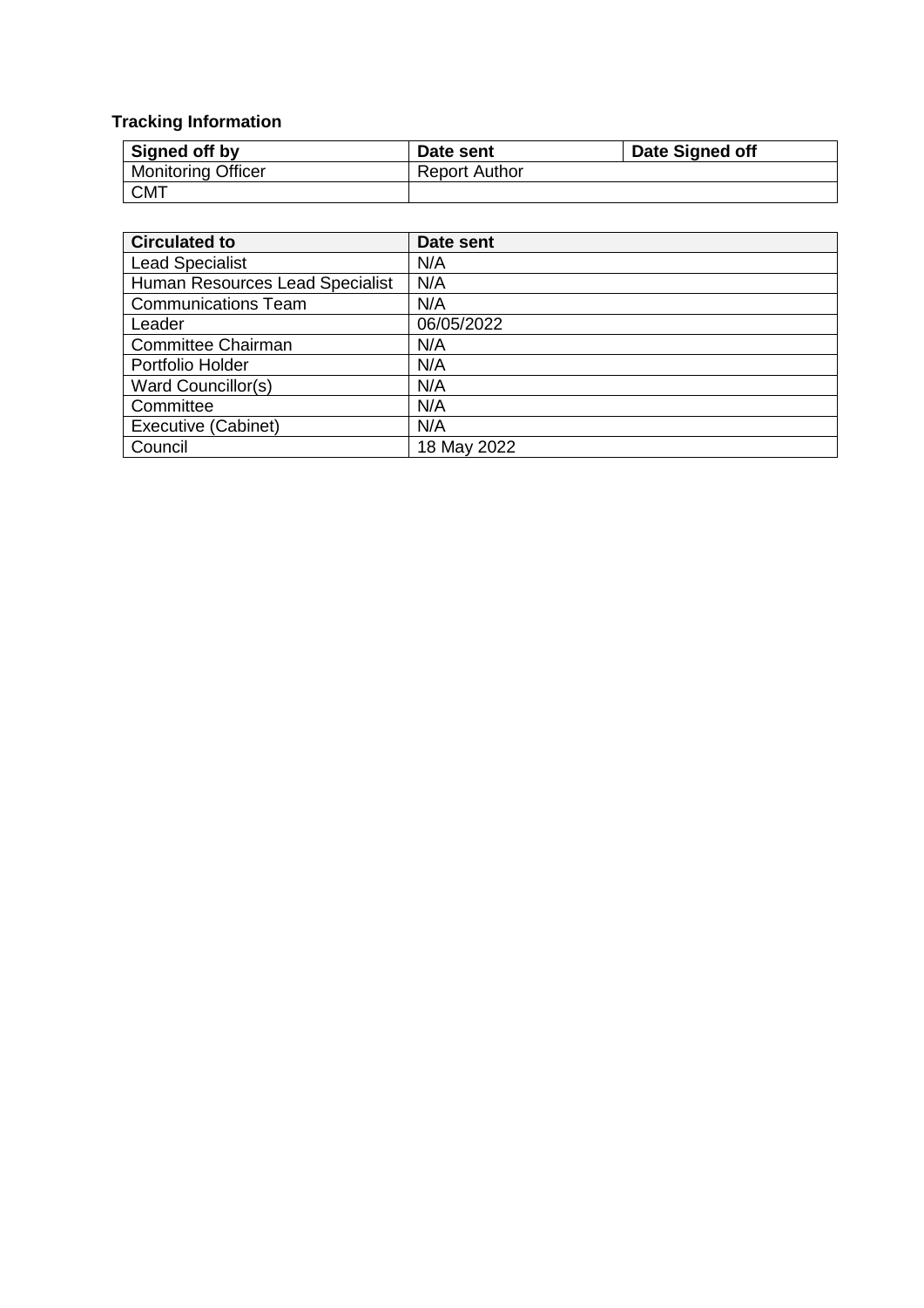**Tracking Information**

| Signed off by | Date sent | Date Signed off |
| --- | --- | --- |
| Monitoring Officer | Report Author | |
| CMT | | |

| Circulated to | Date sent |
| --- | --- |
| Lead Specialist | N/A |
| Human Resources Lead Specialist | N/A |
| Communications Team | N/A |
| Leader | 06/05/2022 |
| Committee Chairman | N/A |
| Portfolio Holder | N/A |
| Ward Councillor(s) | N/A |
| Committee | N/A |
| Executive (Cabinet) | N/A |
| Council | 18 May 2022 |